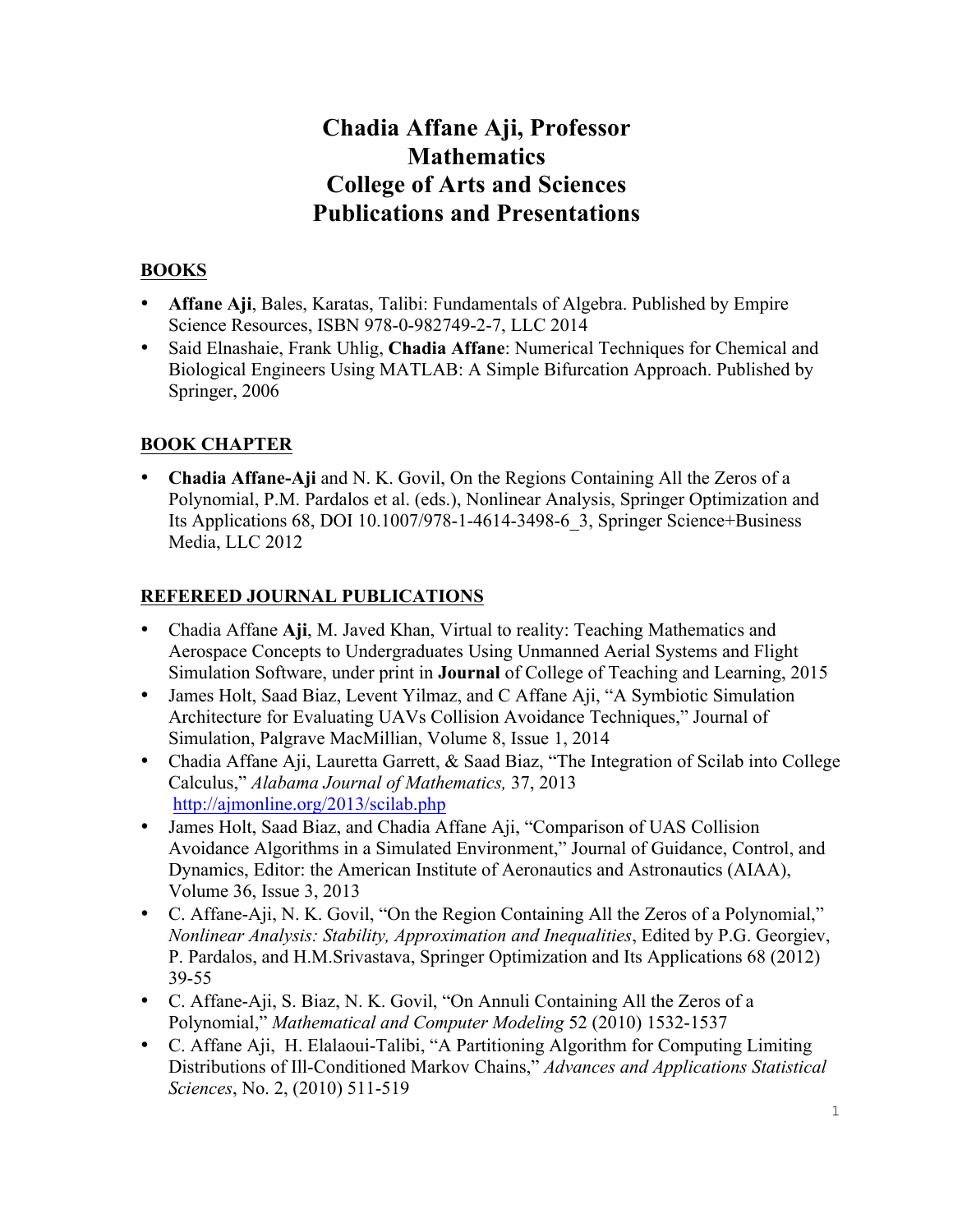# Chadia Affane Aji, Professor
# Mathematics
# College of Arts and Sciences
# Publications and Presentations

## BOOKS

- **Affane Aji**, Bales, Karatas, Talibi: Fundamentals of Algebra. Published by Empire Science Resources, ISBN 978-0-982749-2-7, LLC 2014
- Said Elnashaie, Frank Uhlig, **Chadia Affane**: Numerical Techniques for Chemical and Biological Engineers Using MATLAB: A Simple Bifurcation Approach. Published by Springer, 2006

## BOOK CHAPTER

- **Chadia Affane-Aji** and N. K. Govil, On the Regions Containing All the Zeros of a Polynomial, P.M. Pardalos et al. (eds.), Nonlinear Analysis, Springer Optimization and Its Applications 68, DOI 10.1007/978-1-4614-3498-6_3, Springer Science+Business Media, LLC 2012

## REFEREED JOURNAL PUBLICATIONS

- Chadia Affane **Aji**, M. Javed Khan, Virtual to reality: Teaching Mathematics and Aerospace Concepts to Undergraduates Using Unmanned Aerial Systems and Flight Simulation Software, under print in **Journal** of College of Teaching and Learning, 2015
- James Holt, Saad Biaz, Levent Yilmaz, and C Affane Aji, "A Symbiotic Simulation Architecture for Evaluating UAVs Collision Avoidance Techniques," Journal of Simulation, Palgrave MacMillian, Volume 8, Issue 1, 2014
- Chadia Affane Aji, Lauretta Garrett, & Saad Biaz, "The Integration of Scilab into College Calculus," *Alabama Journal of Mathematics,* 37, 2013 http://ajmonline.org/2013/scilab.php
- James Holt, Saad Biaz, and Chadia Affane Aji, "Comparison of UAS Collision Avoidance Algorithms in a Simulated Environment," Journal of Guidance, Control, and Dynamics, Editor: the American Institute of Aeronautics and Astronautics (AIAA), Volume 36, Issue 3, 2013
- C. Affane-Aji, N. K. Govil, "On the Region Containing All the Zeros of a Polynomial," *Nonlinear Analysis: Stability, Approximation and Inequalities*, Edited by P.G. Georgiev, P. Pardalos, and H.M.Srivastava, Springer Optimization and Its Applications 68 (2012) 39-55
- C. Affane-Aji, S. Biaz, N. K. Govil, "On Annuli Containing All the Zeros of a Polynomial," *Mathematical and Computer Modeling* 52 (2010) 1532-1537
- C. Affane Aji, H. Elalaoui-Talibi, "A Partitioning Algorithm for Computing Limiting Distributions of Ill-Conditioned Markov Chains," *Advances and Applications Statistical Sciences*, No. 2, (2010) 511-519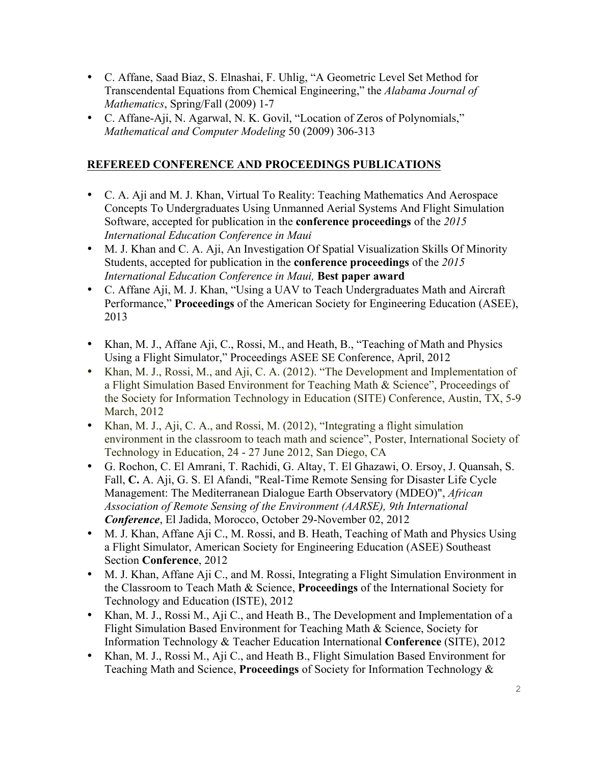- C. Affane, Saad Biaz, S. Elnashai, F. Uhlig, "A Geometric Level Set Method for Transcendental Equations from Chemical Engineering," the *Alabama Journal of Mathematics*, Spring/Fall (2009) 1-7
- C. Affane-Aji, N. Agarwal, N. K. Govil, "Location of Zeros of Polynomials," *Mathematical and Computer Modeling* 50 (2009) 306-313

## REFEREED CONFERENCE AND PROCEEDINGS PUBLICATIONS

- C. A. Aji and M. J. Khan, Virtual To Reality: Teaching Mathematics And Aerospace Concepts To Undergraduates Using Unmanned Aerial Systems And Flight Simulation Software, accepted for publication in the **conference proceedings** of the *2015 International Education Conference in Maui*
- M. J. Khan and C. A. Aji, An Investigation Of Spatial Visualization Skills Of Minority Students, accepted for publication in the **conference proceedings** of the *2015 International Education Conference in Maui,* **Best paper award**
- C. Affane Aji, M. J. Khan, "Using a UAV to Teach Undergraduates Math and Aircraft Performance," **Proceedings** of the American Society for Engineering Education (ASEE), 2013
- Khan, M. J., Affane Aji, C., Rossi, M., and Heath, B., "Teaching of Math and Physics Using a Flight Simulator," Proceedings ASEE SE Conference, April, 2012
- Khan, M. J., Rossi, M., and Aji, C. A. (2012). "The Development and Implementation of a Flight Simulation Based Environment for Teaching Math & Science", Proceedings of the Society for Information Technology in Education (SITE) Conference, Austin, TX, 5-9 March, 2012
- Khan, M. J., Aji, C. A., and Rossi, M. (2012), "Integrating a flight simulation environment in the classroom to teach math and science", Poster, International Society of Technology in Education, 24 - 27 June 2012, San Diego, CA
- G. Rochon, C. El Amrani, T. Rachidi, G. Altay, T. El Ghazawi, O. Ersoy, J. Quansah, S. Fall, **C.** A. Aji, G. S. El Afandi, "Real-Time Remote Sensing for Disaster Life Cycle Management: The Mediterranean Dialogue Earth Observatory (MDEO)", *African Association of Remote Sensing of the Environment (AARSE), 9th International **Conference***, El Jadida, Morocco, October 29-November 02, 2012
- M. J. Khan, Affane Aji C., M. Rossi, and B. Heath, Teaching of Math and Physics Using a Flight Simulator, American Society for Engineering Education (ASEE) Southeast Section **Conference**, 2012
- M. J. Khan, Affane Aji C., and M. Rossi, Integrating a Flight Simulation Environment in the Classroom to Teach Math & Science, **Proceedings** of the International Society for Technology and Education (ISTE), 2012
- Khan, M. J., Rossi M., Aji C., and Heath B., The Development and Implementation of a Flight Simulation Based Environment for Teaching Math & Science, Society for Information Technology & Teacher Education International **Conference** (SITE), 2012
- Khan, M. J., Rossi M., Aji C., and Heath B., Flight Simulation Based Environment for Teaching Math and Science, **Proceedings** of Society for Information Technology &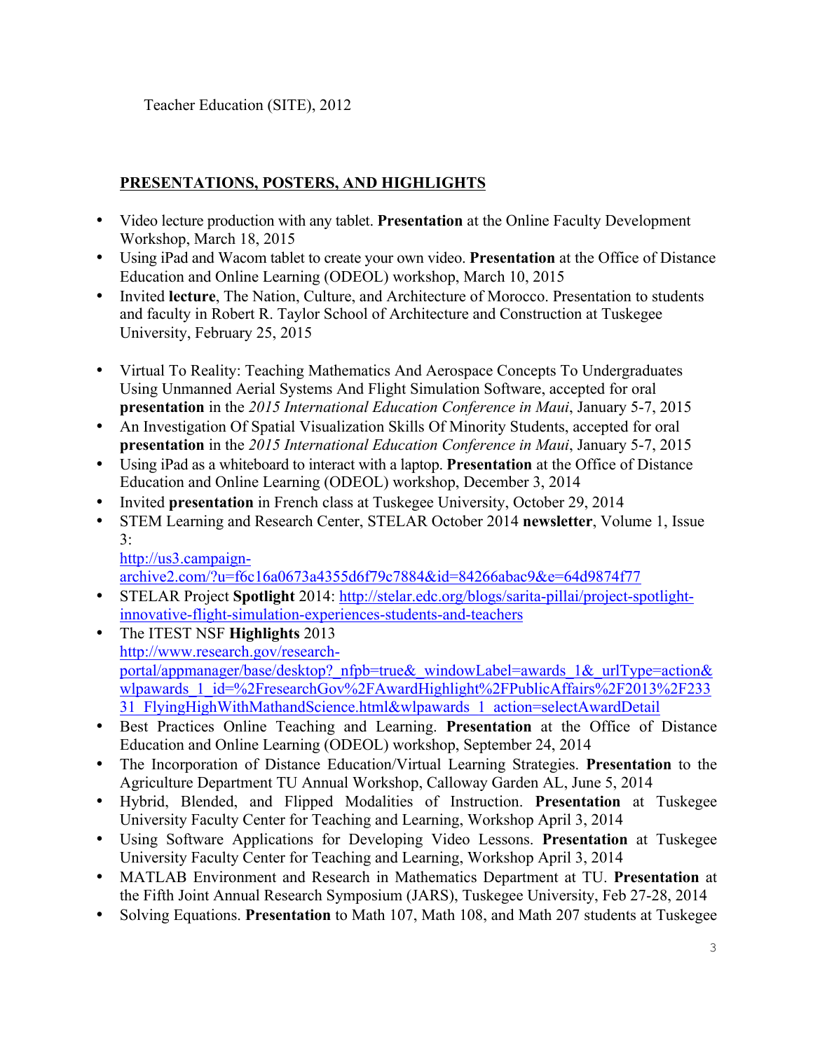Teacher Education (SITE), 2012

## PRESENTATIONS, POSTERS, AND HIGHLIGHTS

- Video lecture production with any tablet. **Presentation** at the Online Faculty Development Workshop, March 18, 2015
- Using iPad and Wacom tablet to create your own video. **Presentation** at the Office of Distance Education and Online Learning (ODEOL) workshop, March 10, 2015
- Invited **lecture**, The Nation, Culture, and Architecture of Morocco. Presentation to students and faculty in Robert R. Taylor School of Architecture and Construction at Tuskegee University, February 25, 2015

- Virtual To Reality: Teaching Mathematics And Aerospace Concepts To Undergraduates Using Unmanned Aerial Systems And Flight Simulation Software, accepted for oral **presentation** in the *2015 International Education Conference in Maui*, January 5-7, 2015
- An Investigation Of Spatial Visualization Skills Of Minority Students, accepted for oral **presentation** in the *2015 International Education Conference in Maui*, January 5-7, 2015
- Using iPad as a whiteboard to interact with a laptop. **Presentation** at the Office of Distance Education and Online Learning (ODEOL) workshop, December 3, 2014
- Invited **presentation** in French class at Tuskegee University, October 29, 2014
- STEM Learning and Research Center, STELAR October 2014 **newsletter**, Volume 1, Issue 3: http://us3.campaign-archive2.com/?u=f6c16a0673a4355d6f79c7884&id=84266abac9&e=64d9874f77
- STELAR Project **Spotlight** 2014: http://stelar.edc.org/blogs/sarita-pillai/project-spotlight-innovative-flight-simulation-experiences-students-and-teachers
- The ITEST NSF **Highlights** 2013 http://www.research.gov/research-portal/appmanager/base/desktop?_nfpb=true&_windowLabel=awards_1&_urlType=action&wlpawards_1_id=%2FresearchGov%2FAwardHighlight%2FPublicAffairs%2F2013%2F23331_FlyingHighWithMathandScience.html&wlpawards_1_action=selectAwardDetail
- Best Practices Online Teaching and Learning. **Presentation** at the Office of Distance Education and Online Learning (ODEOL) workshop, September 24, 2014
- The Incorporation of Distance Education/Virtual Learning Strategies. **Presentation** to the Agriculture Department TU Annual Workshop, Calloway Garden AL, June 5, 2014
- Hybrid, Blended, and Flipped Modalities of Instruction. **Presentation** at Tuskegee University Faculty Center for Teaching and Learning, Workshop April 3, 2014
- Using Software Applications for Developing Video Lessons. **Presentation** at Tuskegee University Faculty Center for Teaching and Learning, Workshop April 3, 2014
- MATLAB Environment and Research in Mathematics Department at TU. **Presentation** at the Fifth Joint Annual Research Symposium (JARS), Tuskegee University, Feb 27-28, 2014
- Solving Equations. **Presentation** to Math 107, Math 108, and Math 207 students at Tuskegee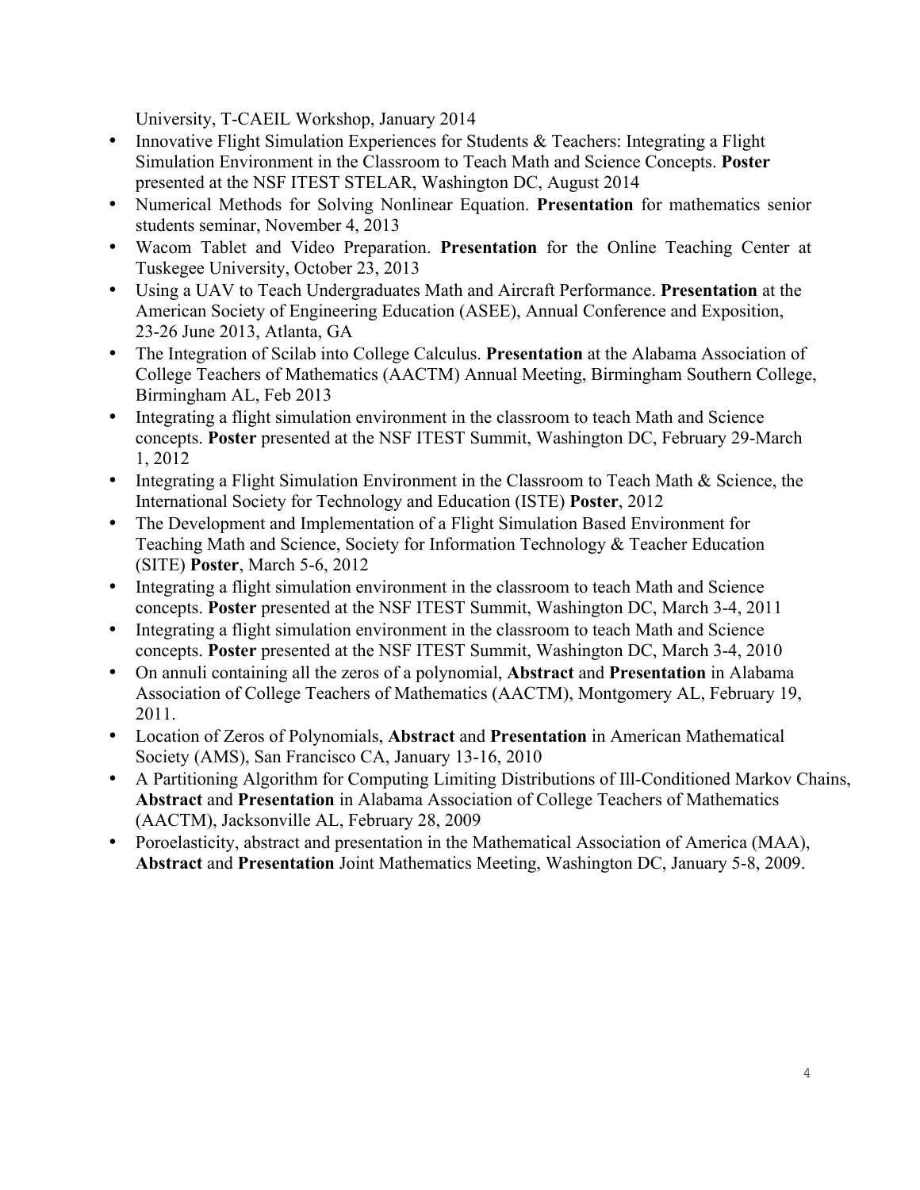University, T-CAEIL Workshop, January 2014

- Innovative Flight Simulation Experiences for Students & Teachers: Integrating a Flight Simulation Environment in the Classroom to Teach Math and Science Concepts. **Poster** presented at the NSF ITEST STELAR, Washington DC, August 2014
- Numerical Methods for Solving Nonlinear Equation. **Presentation** for mathematics senior students seminar, November 4, 2013
- Wacom Tablet and Video Preparation. **Presentation** for the Online Teaching Center at Tuskegee University, October 23, 2013
- Using a UAV to Teach Undergraduates Math and Aircraft Performance. **Presentation** at the American Society of Engineering Education (ASEE), Annual Conference and Exposition, 23-26 June 2013, Atlanta, GA
- The Integration of Scilab into College Calculus. **Presentation** at the Alabama Association of College Teachers of Mathematics (AACTM) Annual Meeting, Birmingham Southern College, Birmingham AL, Feb 2013
- Integrating a flight simulation environment in the classroom to teach Math and Science concepts. **Poster** presented at the NSF ITEST Summit, Washington DC, February 29-March 1, 2012
- Integrating a Flight Simulation Environment in the Classroom to Teach Math & Science, the International Society for Technology and Education (ISTE) **Poster**, 2012
- The Development and Implementation of a Flight Simulation Based Environment for Teaching Math and Science, Society for Information Technology & Teacher Education (SITE) **Poster**, March 5-6, 2012
- Integrating a flight simulation environment in the classroom to teach Math and Science concepts. **Poster** presented at the NSF ITEST Summit, Washington DC, March 3-4, 2011
- Integrating a flight simulation environment in the classroom to teach Math and Science concepts. **Poster** presented at the NSF ITEST Summit, Washington DC, March 3-4, 2010
- On annuli containing all the zeros of a polynomial, **Abstract** and **Presentation** in Alabama Association of College Teachers of Mathematics (AACTM), Montgomery AL, February 19, 2011.
- Location of Zeros of Polynomials, **Abstract** and **Presentation** in American Mathematical Society (AMS), San Francisco CA, January 13-16, 2010
- A Partitioning Algorithm for Computing Limiting Distributions of Ill-Conditioned Markov Chains, **Abstract** and **Presentation** in Alabama Association of College Teachers of Mathematics (AACTM), Jacksonville AL, February 28, 2009
- Poroelasticity, abstract and presentation in the Mathematical Association of America (MAA), **Abstract** and **Presentation** Joint Mathematics Meeting, Washington DC, January 5-8, 2009.